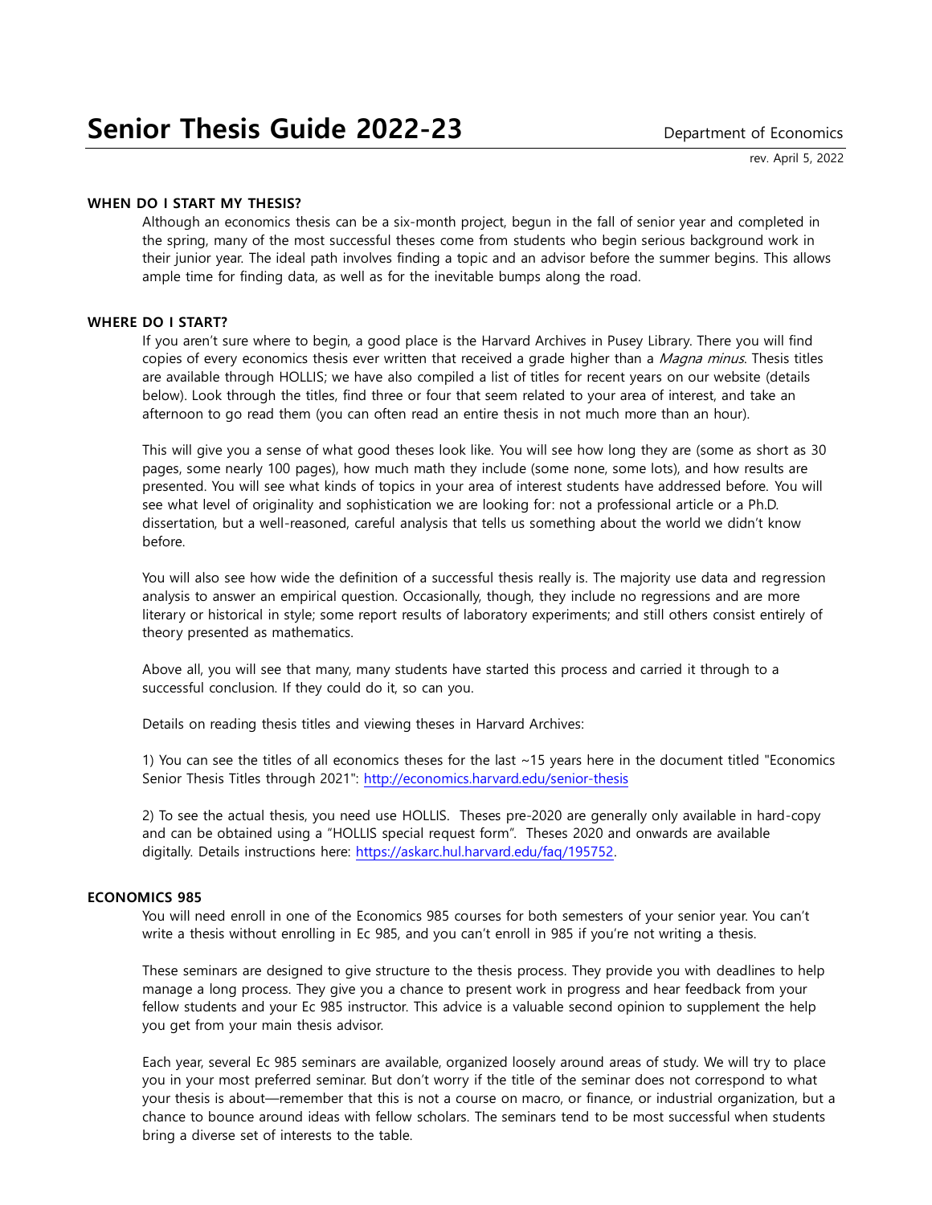# Senior Thesis Guide 2022-23

Department of Economics

rev. April 5, 2022

### WHEN DO I START MY THESIS?

Although an economics thesis can be a six-month project, begun in the fall of senior year and completed in the spring, many of the most successful theses come from students who begin serious background work in their junior year. The ideal path involves finding a topic and an advisor before the summer begins. This allows ample time for finding data, as well as for the inevitable bumps along the road.

### WHERE DO I START?

If you aren't sure where to begin, a good place is the Harvard Archives in Pusey Library. There you will find copies of every economics thesis ever written that received a grade higher than a *Magna minus*. Thesis titles are available through HOLLIS; we have also compiled a list of titles for recent years on our website (details below). Look through the titles, find three or four that seem related to your area of interest, and take an afternoon to go read them (you can often read an entire thesis in not much more than an hour).

This will give you a sense of what good theses look like. You will see how long they are (some as short as 30 pages, some nearly 100 pages), how much math they include (some none, some lots), and how results are presented. You will see what kinds of topics in your area of interest students have addressed before. You will see what level of originality and sophistication we are looking for: not a professional article or a Ph.D. dissertation, but a well-reasoned, careful analysis that tells us something about the world we didn't know before.

You will also see how wide the definition of a successful thesis really is. The majority use data and regression analysis to answer an empirical question. Occasionally, though, they include no regressions and are more literary or historical in style; some report results of laboratory experiments; and still others consist entirely of theory presented as mathematics.

Above all, you will see that many, many students have started this process and carried it through to a successful conclusion. If they could do it, so can you.

Details on reading thesis titles and viewing theses in Harvard Archives:

1) You can see the titles of all economics theses for the last ~15 years here in the document titled "Economics Senior Thesis Titles through 2021": http://economics.harvard.edu/senior-thesis

2) To see the actual thesis, you need use HOLLIS. Theses pre-2020 are generally only available in hard-copy and can be obtained using a "HOLLIS special request form". Theses 2020 and onwards are available digitally. Details instructions here: https://askarc.hul.harvard.edu/faq/195752.

### ECONOMICS 985

You will need enroll in one of the Economics 985 courses for both semesters of your senior year. You can't write a thesis without enrolling in Ec 985, and you can't enroll in 985 if you're not writing a thesis.

These seminars are designed to give structure to the thesis process. They provide you with deadlines to help manage a long process. They give you a chance to present work in progress and hear feedback from your fellow students and your Ec 985 instructor. This advice is a valuable second opinion to supplement the help you get from your main thesis advisor.

Each year, several Ec 985 seminars are available, organized loosely around areas of study. We will try to place you in your most preferred seminar. But don't worry if the title of the seminar does not correspond to what your thesis is about—remember that this is not a course on macro, or finance, or industrial organization, but a chance to bounce around ideas with fellow scholars. The seminars tend to be most successful when students bring a diverse set of interests to the table.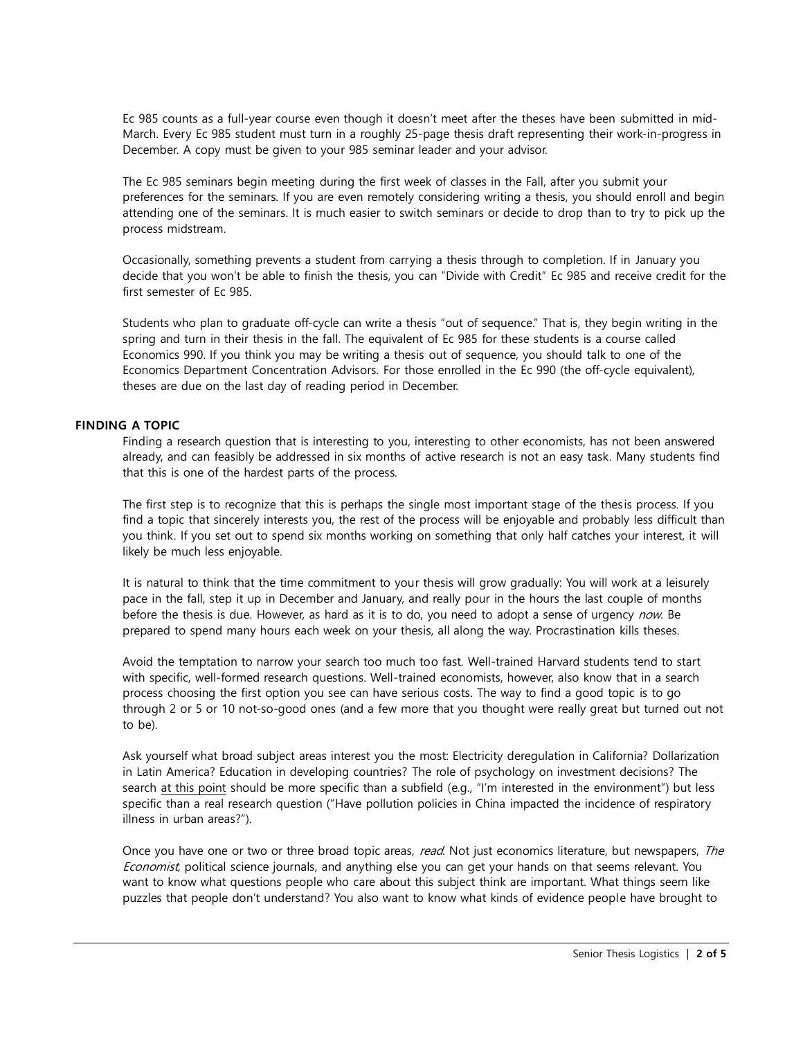Ec 985 counts as a full-year course even though it doesn't meet after the theses have been submitted in mid-March. Every Ec 985 student must turn in a roughly 25-page thesis draft representing their work-in-progress in December. A copy must be given to your 985 seminar leader and your advisor.

The Ec 985 seminars begin meeting during the first week of classes in the Fall, after you submit your preferences for the seminars. If you are even remotely considering writing a thesis, you should enroll and begin attending one of the seminars. It is much easier to switch seminars or decide to drop than to try to pick up the process midstream.

Occasionally, something prevents a student from carrying a thesis through to completion. If in January you decide that you won't be able to finish the thesis, you can "Divide with Credit" Ec 985 and receive credit for the first semester of Ec 985.

Students who plan to graduate off-cycle can write a thesis "out of sequence." That is, they begin writing in the spring and turn in their thesis in the fall. The equivalent of Ec 985 for these students is a course called Economics 990. If you think you may be writing a thesis out of sequence, you should talk to one of the Economics Department Concentration Advisors. For those enrolled in the Ec 990 (the off-cycle equivalent), theses are due on the last day of reading period in December.

## FINDING A TOPIC

Finding a research question that is interesting to you, interesting to other economists, has not been answered already, and can feasibly be addressed in six months of active research is not an easy task. Many students find that this is one of the hardest parts of the process.

The first step is to recognize that this is perhaps the single most important stage of the thesis process. If you find a topic that sincerely interests you, the rest of the process will be enjoyable and probably less difficult than you think. If you set out to spend six months working on something that only half catches your interest, it will likely be much less enjoyable.

It is natural to think that the time commitment to your thesis will grow gradually: You will work at a leisurely pace in the fall, step it up in December and January, and really pour in the hours the last couple of months before the thesis is due. However, as hard as it is to do, you need to adopt a sense of urgency *now*. Be prepared to spend many hours each week on your thesis, all along the way. Procrastination kills theses.

Avoid the temptation to narrow your search too much too fast. Well-trained Harvard students tend to start with specific, well-formed research questions. Well-trained economists, however, also know that in a search process choosing the first option you see can have serious costs. The way to find a good topic is to go through 2 or 5 or 10 not-so-good ones (and a few more that you thought were really great but turned out not to be).

Ask yourself what broad subject areas interest you the most: Electricity deregulation in California? Dollarization in Latin America? Education in developing countries? The role of psychology on investment decisions? The search <u>at this point</u> should be more specific than a subfield (e.g., "I'm interested in the environment") but less specific than a real research question ("Have pollution policies in China impacted the incidence of respiratory illness in urban areas?").

Once you have one or two or three broad topic areas, *read*. Not just economics literature, but newspapers, *The Economist*, political science journals, and anything else you can get your hands on that seems relevant. You want to know what questions people who care about this subject think are important. What things seem like puzzles that people don't understand? You also want to know what kinds of evidence people have brought to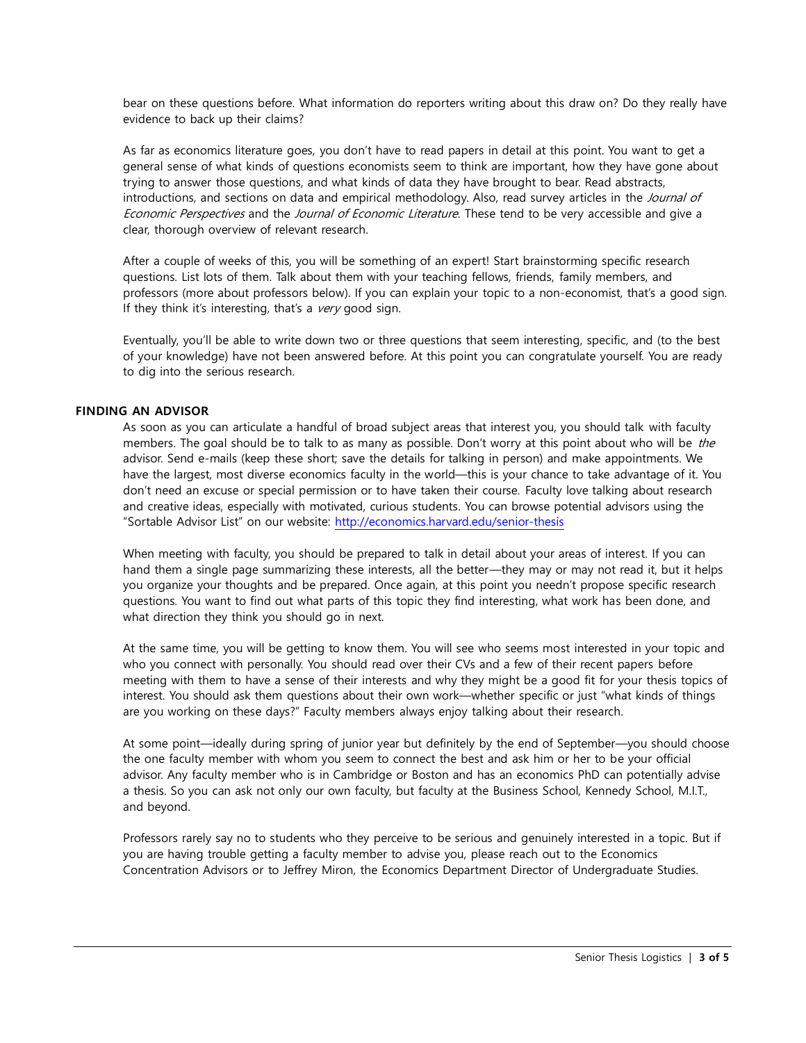bear on these questions before. What information do reporters writing about this draw on? Do they really have evidence to back up their claims?

As far as economics literature goes, you don't have to read papers in detail at this point. You want to get a general sense of what kinds of questions economists seem to think are important, how they have gone about trying to answer those questions, and what kinds of data they have brought to bear. Read abstracts, introductions, and sections on data and empirical methodology. Also, read survey articles in the *Journal of Economic Perspectives* and the *Journal of Economic Literature*. These tend to be very accessible and give a clear, thorough overview of relevant research.

After a couple of weeks of this, you will be something of an expert! Start brainstorming specific research questions. List lots of them. Talk about them with your teaching fellows, friends, family members, and professors (more about professors below). If you can explain your topic to a non-economist, that's a good sign. If they think it's interesting, that's a *very* good sign.

Eventually, you'll be able to write down two or three questions that seem interesting, specific, and (to the best of your knowledge) have not been answered before. At this point you can congratulate yourself. You are ready to dig into the serious research.

## FINDING AN ADVISOR

As soon as you can articulate a handful of broad subject areas that interest you, you should talk with faculty members. The goal should be to talk to as many as possible. Don't worry at this point about who will be *the* advisor. Send e-mails (keep these short; save the details for talking in person) and make appointments. We have the largest, most diverse economics faculty in the world—this is your chance to take advantage of it. You don't need an excuse or special permission or to have taken their course. Faculty love talking about research and creative ideas, especially with motivated, curious students. You can browse potential advisors using the "Sortable Advisor List" on our website: http://economics.harvard.edu/senior-thesis

When meeting with faculty, you should be prepared to talk in detail about your areas of interest. If you can hand them a single page summarizing these interests, all the better—they may or may not read it, but it helps you organize your thoughts and be prepared. Once again, at this point you needn't propose specific research questions. You want to find out what parts of this topic they find interesting, what work has been done, and what direction they think you should go in next.

At the same time, you will be getting to know them. You will see who seems most interested in your topic and who you connect with personally. You should read over their CVs and a few of their recent papers before meeting with them to have a sense of their interests and why they might be a good fit for your thesis topics of interest. You should ask them questions about their own work—whether specific or just "what kinds of things are you working on these days?" Faculty members always enjoy talking about their research.

At some point—ideally during spring of junior year but definitely by the end of September—you should choose the one faculty member with whom you seem to connect the best and ask him or her to be your official advisor. Any faculty member who is in Cambridge or Boston and has an economics PhD can potentially advise a thesis. So you can ask not only our own faculty, but faculty at the Business School, Kennedy School, M.I.T., and beyond.

Professors rarely say no to students who they perceive to be serious and genuinely interested in a topic. But if you are having trouble getting a faculty member to advise you, please reach out to the Economics Concentration Advisors or to Jeffrey Miron, the Economics Department Director of Undergraduate Studies.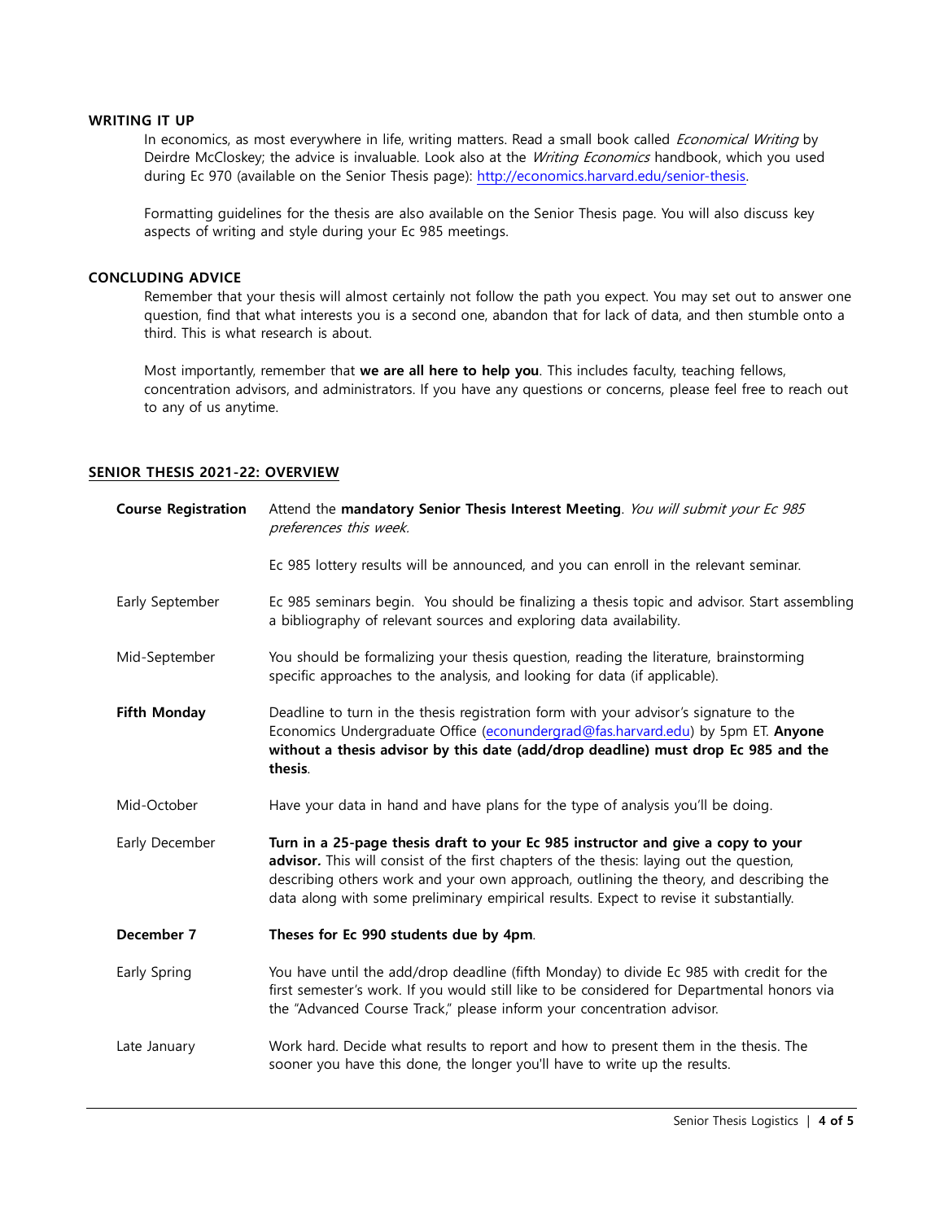### WRITING IT UP

In economics, as most everywhere in life, writing matters. Read a small book called *Economical Writing* by Deirdre McCloskey; the advice is invaluable. Look also at the *Writing Economics* handbook, which you used during Ec 970 (available on the Senior Thesis page): [http://economics.harvard.edu/senior-thesis](http://economics.harvard.edu/senior-thesis).

Formatting guidelines for the thesis are also available on the Senior Thesis page. You will also discuss key aspects of writing and style during your Ec 985 meetings.

### CONCLUDING ADVICE

Remember that your thesis will almost certainly not follow the path you expect. You may set out to answer one question, find that what interests you is a second one, abandon that for lack of data, and then stumble onto a third. This is what research is about.

Most importantly, remember that **we are all here to help you**. This includes faculty, teaching fellows, concentration advisors, and administrators. If you have any questions or concerns, please feel free to reach out to any of us anytime.

### SENIOR THESIS 2021-22: OVERVIEW

| | |
|---|---|
| **Course Registration** | Attend the **mandatory Senior Thesis Interest Meeting**. *You will submit your Ec 985 preferences this week.* |
| | Ec 985 lottery results will be announced, and you can enroll in the relevant seminar. |
| Early September | Ec 985 seminars begin. You should be finalizing a thesis topic and advisor. Start assembling a bibliography of relevant sources and exploring data availability. |
| Mid-September | You should be formalizing your thesis question, reading the literature, brainstorming specific approaches to the analysis, and looking for data (if applicable). |
| **Fifth Monday** | Deadline to turn in the thesis registration form with your advisor's signature to the Economics Undergraduate Office ([econundergrad@fas.harvard.edu](mailto:econundergrad@fas.harvard.edu)) by 5pm ET. **Anyone without a thesis advisor by this date (add/drop deadline) must drop Ec 985 and the thesis**. |
| Mid-October | Have your data in hand and have plans for the type of analysis you'll be doing. |
| Early December | **Turn in a 25-page thesis draft to your Ec 985 instructor and give a copy to your advisor.** This will consist of the first chapters of the thesis: laying out the question, describing others work and your own approach, outlining the theory, and describing the data along with some preliminary empirical results. Expect to revise it substantially. |
| **December 7** | **Theses for Ec 990 students due by 4pm**. |
| Early Spring | You have until the add/drop deadline (fifth Monday) to divide Ec 985 with credit for the first semester's work. If you would still like to be considered for Departmental honors via the "Advanced Course Track," please inform your concentration advisor. |
| Late January | Work hard. Decide what results to report and how to present them in the thesis. The sooner you have this done, the longer you'll have to write up the results. |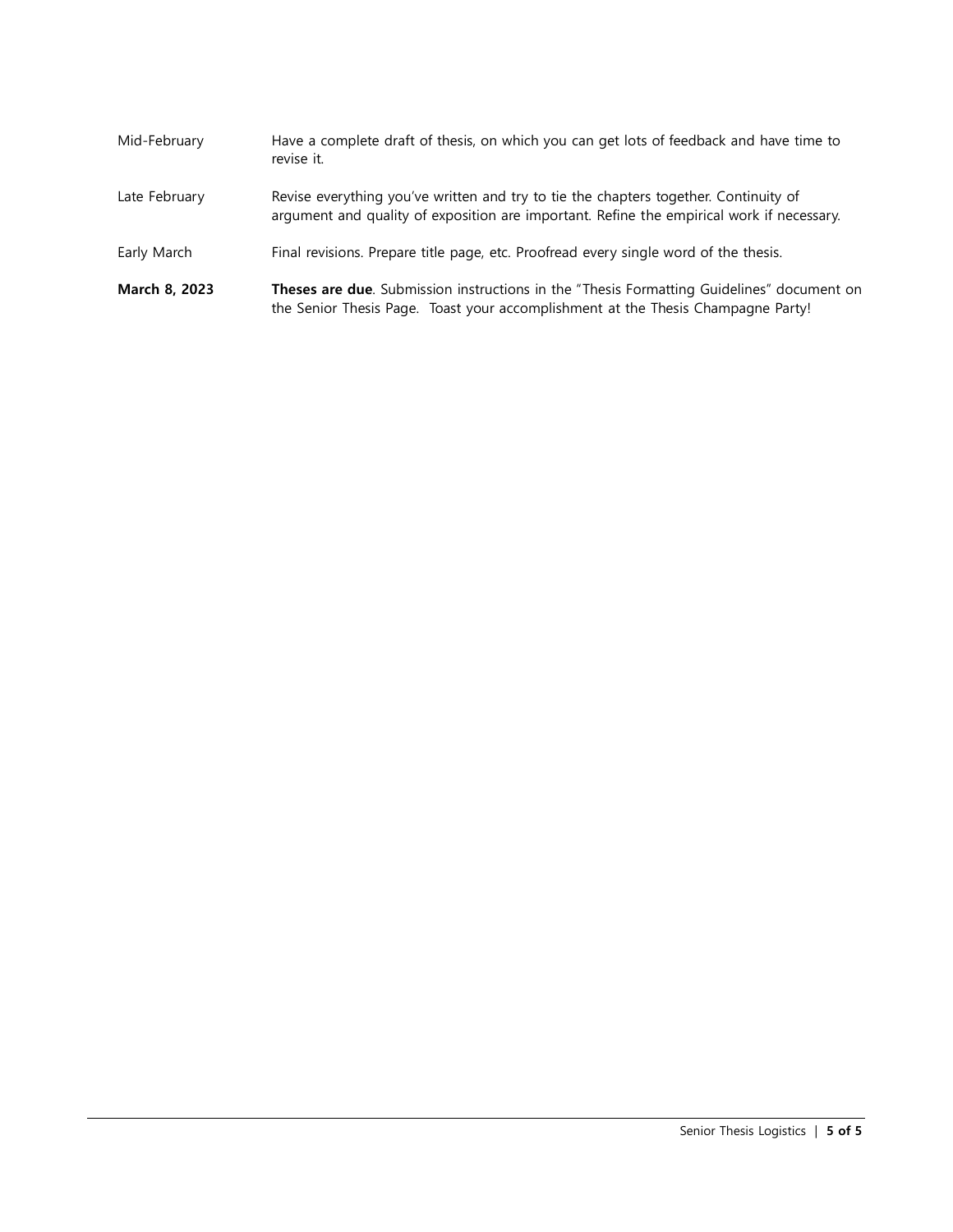| | |
|---|---|
| Mid-February | Have a complete draft of thesis, on which you can get lots of feedback and have time to revise it. |
| Late February | Revise everything you've written and try to tie the chapters together. Continuity of argument and quality of exposition are important. Refine the empirical work if necessary. |
| Early March | Final revisions. Prepare title page, etc. Proofread every single word of the thesis. |
| **March 8, 2023** | **Theses are due**. Submission instructions in the "Thesis Formatting Guidelines" document on the Senior Thesis Page. Toast your accomplishment at the Thesis Champagne Party! |